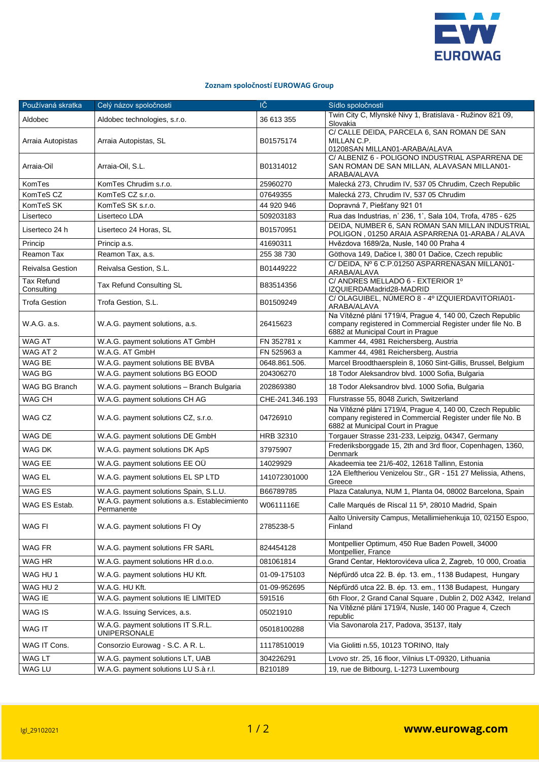**Zoznam spoločností EUROWAG Group**

| Používaná skratka | Celý názov spoločnosti | IČ | Sídlo spoločnosti |
|---|---|---|---|
| Aldobec | Aldobec technologies, s.r.o. | 36 613 355 | Twin City C, Mlynské Nivy 1, Bratislava - Ružinov 821 09, Slovakia |
| Arraia Autopistas | Arraia Autopistas, SL | B01575174 | C/ CALLE DEIDA, PARCELA 6, SAN ROMAN DE SAN MILLAN C.P. 01208SAN MILLAN01-ARABA/ALAVA |
| Arraia-Oil | Arraia-Oil, S.L. | B01314012 | C/ ALBENIZ 6 - POLIGONO INDUSTRIAL ASPARRENA DE SAN ROMAN DE SAN MILLAN, ALAVASAN MILLAN01-ARABA/ALAVA |
| KomTes | KomTes Chrudim s.r.o. | 25960270 | Malecká 273, Chrudim IV, 537 05 Chrudim, Czech Republic |
| KomTeS CZ | KomTeS CZ s.r.o. | 07649355 | Malecká 273, Chrudim IV, 537 05 Chrudim |
| KomTeS SK | KomTeS SK s.r.o. | 44 920 946 | Dopravná 7, Piešťany 921 01 |
| Liserteco | Liserteco LDA | 509203183 | Rua das Industrias, n˚ 236, 1˚, Sala 104, Trofa, 4785 - 625 |
| Liserteco 24 h | Liserteco 24 Horas, SL | B01570951 | DEIDA, NUMBER 6, SAN ROMAN SAN MILLAN INDUSTRIAL POLIGON , 01250 ARAIA ASPARRENA 01-ARABA / ALAVA |
| Princip | Princip a.s. | 41690311 | Hvězdova 1689/2a, Nusle, 140 00 Praha 4 |
| Reamon Tax | Reamon Tax, a.s. | 255 38 730 | Göthova 149, Dačice I, 380 01 Dačice, Czech republic |
| Reivalsa Gestion | Reivalsa Gestion, S.L. | B01449222 | C/ DEIDA, Nº 6 C.P.01250 ASPARRENASAN MILLAN01-ARABA/ALAVA |
| Tax Refund Consulting | Tax Refund Consulting SL | B83514356 | C/ ANDRES MELLADO 6 - EXTERIOR 1º IZQUIERDAMadrid28-MADRID |
| Trofa Gestion | Trofa Gestion, S.L. | B01509249 | C/ OLAGUIBEL, NÚMERO 8 - 4º IZQUIERDAVITORIA01-ARABA/ALAVA |
| W.A.G. a.s. | W.A.G. payment solutions, a.s. | 26415623 | Na Vítězné pláni 1719/4, Prague 4, 140 00, Czech Republic company registered in Commercial Register under file No. B 6882 at Municipal Court in Prague |
| WAG AT | W.A.G. payment solutions AT GmbH | FN 352781 x | Kammer 44, 4981 Reichersberg, Austria |
| WAG AT 2 | W.A.G. AT GmbH | FN 525963 a | Kammer 44, 4981 Reichersberg, Austria |
| WAG BE | W.A.G. payment solutions BE BVBA | 0648.861.506. | Marcel Broodthaersplein 8, 1060 Sint-Gillis, Brussel, Belgium |
| WAG BG | W.A.G. payment solutions BG EOOD | 204306270 | 18 Todor Aleksandrov blvd. 1000 Sofia, Bulgaria |
| WAG BG Branch | W.A.G. payment solutions – Branch Bulgaria | 202869380 | 18 Todor Aleksandrov blvd. 1000 Sofia, Bulgaria |
| WAG CH | W.A.G. payment solutions CH AG | CHE-241.346.193 | Flurstrasse 55, 8048 Zurich, Switzerland |
| WAG CZ | W.A.G. payment solutions CZ, s.r.o. | 04726910 | Na Vítězné pláni 1719/4, Prague 4, 140 00, Czech Republic company registered in Commercial Register under file No. B 6882 at Municipal Court in Prague |
| WAG DE | W.A.G. payment solutions DE GmbH | HRB 32310 | Torgauer Strasse 231-233, Leipzig, 04347, Germany |
| WAG DK | W.A.G. payment solutions DK ApS | 37975907 | Frederiksborggade 15, 2th and 3rd floor, Copenhagen, 1360, Denmark |
| WAG EE | W.A.G. payment solutions EE OÜ | 14029929 | Akadeemia tee 21/6-402, 12618 Tallinn, Estonia |
| WAG EL | W.A.G. payment solutions EL SP LTD | 141072301000 | 12A Eleftheriou Venizelou Str., GR - 151 27 Melissia, Athens, Greece |
| WAG ES | W.A.G. payment solutions Spain, S.L.U. | B66789785 | Plaza Catalunya, NUM 1, Planta 04, 08002 Barcelona, Spain |
| WAG ES Estab. | W.A.G. payment solutions a.s. Establecimiento Permanente | W0611116E | Calle Marqués de Riscal 11 5ª, 28010 Madrid, Spain |
| WAG FI | W.A.G. payment solutions FI Oy | 2785238-5 | Aalto University Campus, Metallimiehenkuja 10, 02150 Espoo, Finland |
| WAG FR | W.A.G. payment solutions FR SARL | 824454128 | Montpellier Optimum, 450 Rue Baden Powell, 34000 Montpellier, France |
| WAG HR | W.A.G. payment solutions HR d.o.o. | 081061814 | Grand Centar, Hektorovićeva ulica 2, Zagreb, 10 000, Croatia |
| WAG HU 1 | W.A.G. payment solutions HU Kft. | 01-09-175103 | Népfürdő utca 22. B. ép. 13. em., 1138 Budapest, Hungary |
| WAG HU 2 | W.A.G. HU Kft. | 01-09-952695 | Népfürdő utca 22. B. ép. 13. em., 1138 Budapest, Hungary |
| WAG IE | W.A.G. payment solutions IE LIMITED | 591516 | 6th Floor, 2 Grand Canal Square , Dublin 2, D02 A342, Ireland |
| WAG IS | W.A.G. Issuing Services, a.s. | 05021910 | Na Vítězné pláni 1719/4, Nusle, 140 00 Prague 4, Czech republic |
| WAG IT | W.A.G. payment solutions IT S.R.L. UNIPERSONALE | 05018100288 | Via Savonarola 217, Padova, 35137, Italy |
| WAG IT Cons. | Consorzio Eurowag - S.C. A R. L. | 11178510019 | Via Giolitti n.55, 10123 TORINO, Italy |
| WAG LT | W.A.G. payment solutions LT, UAB | 304226291 | Lvovo str. 25, 16 floor, Vilnius LT-09320, Lithuania |
| WAG LU | W.A.G. payment solutions LU S.à r.l. | B210189 | 19, rue de Bitbourg, L-1273 Luxembourg |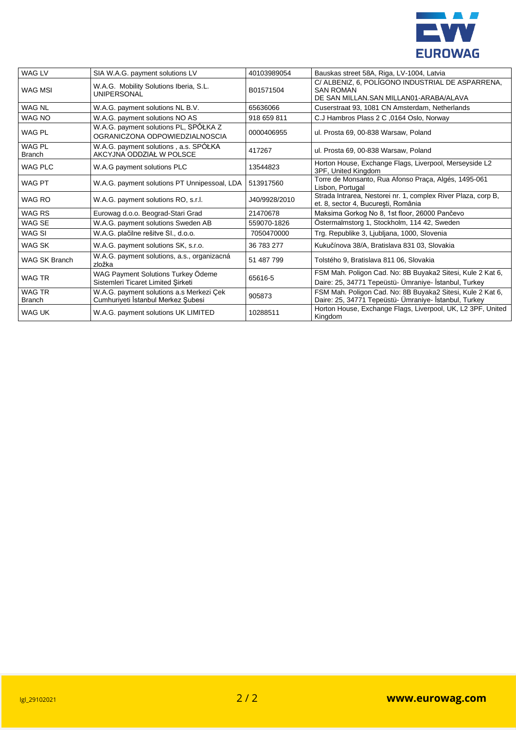| | | | |
|---|---|---|---|
| WAG LV | SIA W.A.G. payment solutions LV | 40103989054 | Bauskas street 58A, Riga, LV-1004, Latvia |
| WAG MSI | W.A.G. Mobility Solutions Iberia, S.L. UNIPERSONAL | B01571504 | C/ ALBENIZ, 6, POLÍGONO INDUSTRIAL DE ASPARRENA, SAN ROMAN DE SAN MILLAN.SAN MILLAN01-ARABA/ALAVA |
| WAG NL | W.A.G. payment solutions NL B.V. | 65636066 | Cuserstraat 93, 1081 CN Amsterdam, Netherlands |
| WAG NO | W.A.G. payment solutions NO AS | 918 659 811 | C.J Hambros Plass 2 C ,0164 Oslo, Norway |
| WAG PL | W.A.G. payment solutions PL, SPÓŁKA Z OGRANICZONA ODPOWIEDZIALNOSCIA | 0000406955 | ul. Prosta 69, 00-838 Warsaw, Poland |
| WAG PL Branch | W.A.G. payment solutions , a.s. SPÓŁKA AKCYJNA ODDZIAŁ W POLSCE | 417267 | ul. Prosta 69, 00-838 Warsaw, Poland |
| WAG PLC | W.A.G payment solutions PLC | 13544823 | Horton House, Exchange Flags, Liverpool, Merseyside L2 3PF, United Kingdom |
| WAG PT | W.A.G. payment solutions PT Unnipessoal, LDA | 513917560 | Torre de Monsanto, Rua Afonso Praça, Algés, 1495-061 Lisbon, Portugal |
| WAG RO | W.A.G. payment solutions RO, s.r.l. | J40/9928/2010 | Strada Intrarea, Nestorei nr. 1, complex River Plaza, corp B, et. 8, sector 4, Bucureşti, România |
| WAG RS | Eurowag d.o.o. Beograd-Stari Grad | 21470678 | Maksima Gorkog No 8, 1st floor, 26000 Pančevo |
| WAG SE | W.A.G. payment solutions Sweden AB | 559070-1826 | Östermalmstorg 1, Stockholm, 114 42, Sweden |
| WAG SI | W.A.G. plačilne rešitve SI., d.o.o. | 7050470000 | Trg. Republike 3, Ljubljana, 1000, Slovenia |
| WAG SK | W.A.G. payment solutions SK, s.r.o. | 36 783 277 | Kukučínova 38/A, Bratislava 831 03, Slovakia |
| WAG SK Branch | W.A.G. payment solutions, a.s., organizacná zložka | 51 487 799 | Tolstého 9, Bratislava 811 06, Slovakia |
| WAG TR | WAG Payment Solutions Turkey Ödeme Sistemleri Ticaret Limited Şirketi | 65616-5 | FSM Mah. Poligon Cad. No: 8B Buyaka2 Sitesi, Kule 2 Kat 6, Daire: 25, 34771 Tepeüstü- Ümraniye- İstanbul, Turkey |
| WAG TR Branch | W.A.G. payment solutions a.s Merkezi Çek Cumhuriyeti İstanbul Merkez Şubesi | 905873 | FSM Mah. Poligon Cad. No: 8B Buyaka2 Sitesi, Kule 2 Kat 6, Daire: 25, 34771 Tepeüstü- Ümraniye- İstanbul, Turkey |
| WAG UK | W.A.G. payment solutions UK LIMITED | 10288511 | Horton House, Exchange Flags, Liverpool, UK, L2 3PF, United Kingdom |